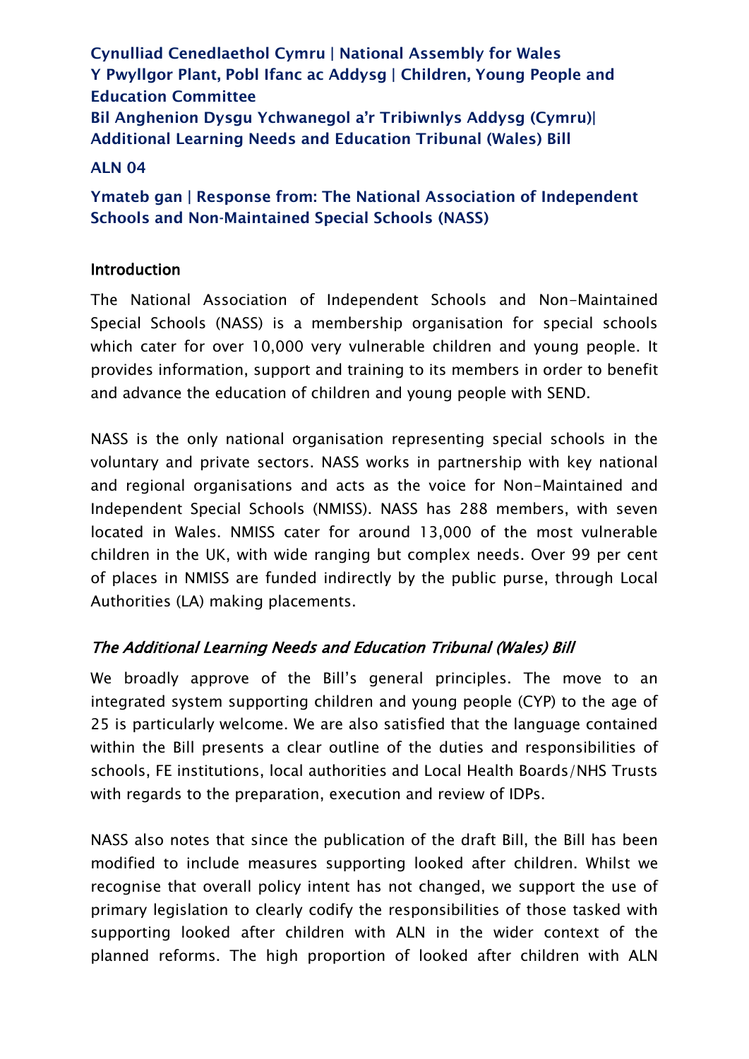**Cynulliad Cenedlaethol Cymru | National Assembly for Wales**
**Y Pwyllgor Plant, Pobl Ifanc ac Addysg | Children, Young People and Education Committee**
**Bil Anghenion Dysgu Ychwanegol a'r Tribiwnlys Addysg (Cymru)| Additional Learning Needs and Education Tribunal (Wales) Bill**

**ALN 04**

**Ymateb gan | Response from: The National Association of Independent Schools and Non-Maintained Special Schools (NASS)**

## Introduction

The National Association of Independent Schools and Non-Maintained Special Schools (NASS) is a membership organisation for special schools which cater for over 10,000 very vulnerable children and young people. It provides information, support and training to its members in order to benefit and advance the education of children and young people with SEND.

NASS is the only national organisation representing special schools in the voluntary and private sectors. NASS works in partnership with key national and regional organisations and acts as the voice for Non-Maintained and Independent Special Schools (NMISS). NASS has 288 members, with seven located in Wales. NMISS cater for around 13,000 of the most vulnerable children in the UK, with wide ranging but complex needs. Over 99 per cent of places in NMISS are funded indirectly by the public purse, through Local Authorities (LA) making placements.

### *The Additional Learning Needs and Education Tribunal (Wales) Bill*

We broadly approve of the Bill's general principles. The move to an integrated system supporting children and young people (CYP) to the age of 25 is particularly welcome. We are also satisfied that the language contained within the Bill presents a clear outline of the duties and responsibilities of schools, FE institutions, local authorities and Local Health Boards/NHS Trusts with regards to the preparation, execution and review of IDPs.

NASS also notes that since the publication of the draft Bill, the Bill has been modified to include measures supporting looked after children. Whilst we recognise that overall policy intent has not changed, we support the use of primary legislation to clearly codify the responsibilities of those tasked with supporting looked after children with ALN in the wider context of the planned reforms. The high proportion of looked after children with ALN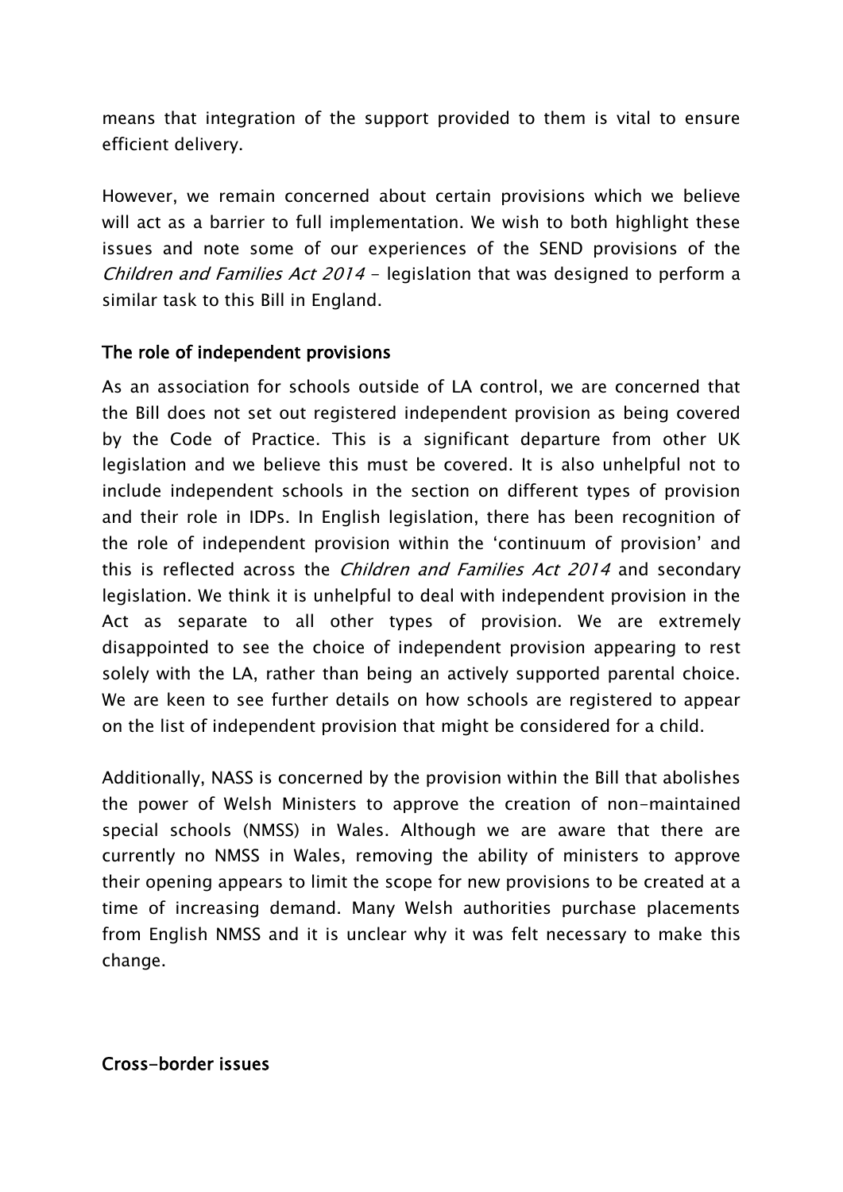means that integration of the support provided to them is vital to ensure efficient delivery.

However, we remain concerned about certain provisions which we believe will act as a barrier to full implementation. We wish to both highlight these issues and note some of our experiences of the SEND provisions of the *Children and Families Act 2014* – legislation that was designed to perform a similar task to this Bill in England.

### The role of independent provisions

As an association for schools outside of LA control, we are concerned that the Bill does not set out registered independent provision as being covered by the Code of Practice. This is a significant departure from other UK legislation and we believe this must be covered. It is also unhelpful not to include independent schools in the section on different types of provision and their role in IDPs. In English legislation, there has been recognition of the role of independent provision within the 'continuum of provision' and this is reflected across the *Children and Families Act 2014* and secondary legislation. We think it is unhelpful to deal with independent provision in the Act as separate to all other types of provision. We are extremely disappointed to see the choice of independent provision appearing to rest solely with the LA, rather than being an actively supported parental choice. We are keen to see further details on how schools are registered to appear on the list of independent provision that might be considered for a child.

Additionally, NASS is concerned by the provision within the Bill that abolishes the power of Welsh Ministers to approve the creation of non-maintained special schools (NMSS) in Wales. Although we are aware that there are currently no NMSS in Wales, removing the ability of ministers to approve their opening appears to limit the scope for new provisions to be created at a time of increasing demand. Many Welsh authorities purchase placements from English NMSS and it is unclear why it was felt necessary to make this change.

### Cross-border issues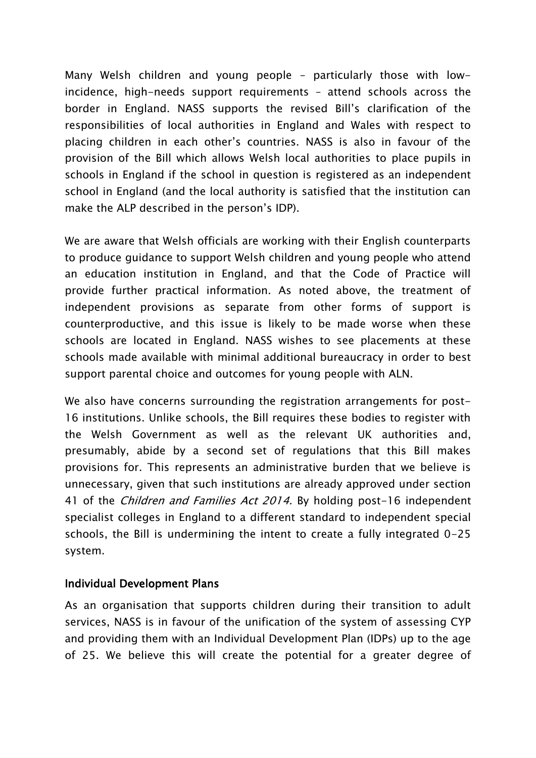Many Welsh children and young people – particularly those with low-incidence, high-needs support requirements – attend schools across the border in England. NASS supports the revised Bill's clarification of the responsibilities of local authorities in England and Wales with respect to placing children in each other's countries. NASS is also in favour of the provision of the Bill which allows Welsh local authorities to place pupils in schools in England if the school in question is registered as an independent school in England (and the local authority is satisfied that the institution can make the ALP described in the person's IDP).

We are aware that Welsh officials are working with their English counterparts to produce guidance to support Welsh children and young people who attend an education institution in England, and that the Code of Practice will provide further practical information. As noted above, the treatment of independent provisions as separate from other forms of support is counterproductive, and this issue is likely to be made worse when these schools are located in England. NASS wishes to see placements at these schools made available with minimal additional bureaucracy in order to best support parental choice and outcomes for young people with ALN.

We also have concerns surrounding the registration arrangements for post-16 institutions. Unlike schools, the Bill requires these bodies to register with the Welsh Government as well as the relevant UK authorities and, presumably, abide by a second set of regulations that this Bill makes provisions for. This represents an administrative burden that we believe is unnecessary, given that such institutions are already approved under section 41 of the *Children and Families Act 2014.* By holding post-16 independent specialist colleges in England to a different standard to independent special schools, the Bill is undermining the intent to create a fully integrated 0-25 system.

## Individual Development Plans

As an organisation that supports children during their transition to adult services, NASS is in favour of the unification of the system of assessing CYP and providing them with an Individual Development Plan (IDPs) up to the age of 25. We believe this will create the potential for a greater degree of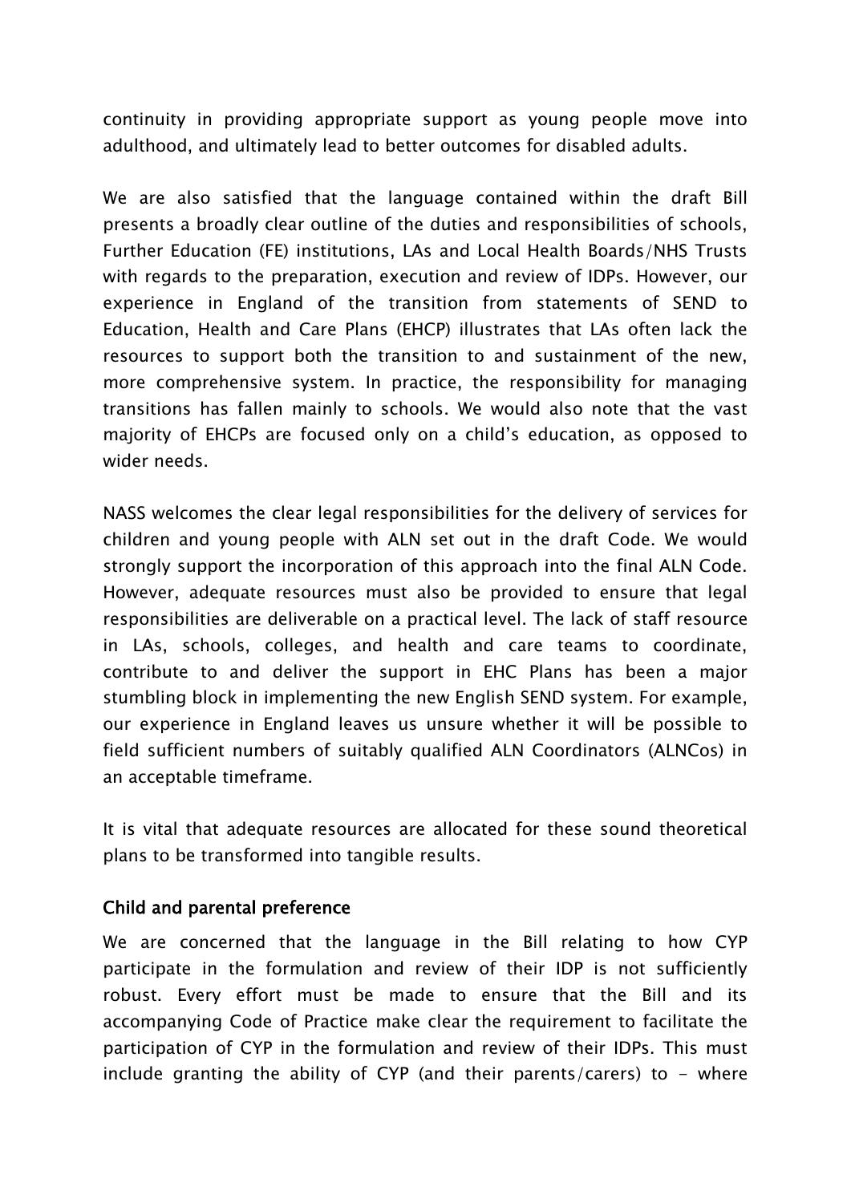continuity in providing appropriate support as young people move into adulthood, and ultimately lead to better outcomes for disabled adults.

We are also satisfied that the language contained within the draft Bill presents a broadly clear outline of the duties and responsibilities of schools, Further Education (FE) institutions, LAs and Local Health Boards/NHS Trusts with regards to the preparation, execution and review of IDPs. However, our experience in England of the transition from statements of SEND to Education, Health and Care Plans (EHCP) illustrates that LAs often lack the resources to support both the transition to and sustainment of the new, more comprehensive system. In practice, the responsibility for managing transitions has fallen mainly to schools. We would also note that the vast majority of EHCPs are focused only on a child's education, as opposed to wider needs.

NASS welcomes the clear legal responsibilities for the delivery of services for children and young people with ALN set out in the draft Code. We would strongly support the incorporation of this approach into the final ALN Code. However, adequate resources must also be provided to ensure that legal responsibilities are deliverable on a practical level. The lack of staff resource in LAs, schools, colleges, and health and care teams to coordinate, contribute to and deliver the support in EHC Plans has been a major stumbling block in implementing the new English SEND system. For example, our experience in England leaves us unsure whether it will be possible to field sufficient numbers of suitably qualified ALN Coordinators (ALNCos) in an acceptable timeframe.

It is vital that adequate resources are allocated for these sound theoretical plans to be transformed into tangible results.

## Child and parental preference

We are concerned that the language in the Bill relating to how CYP participate in the formulation and review of their IDP is not sufficiently robust. Every effort must be made to ensure that the Bill and its accompanying Code of Practice make clear the requirement to facilitate the participation of CYP in the formulation and review of their IDPs. This must include granting the ability of CYP (and their parents/carers) to - where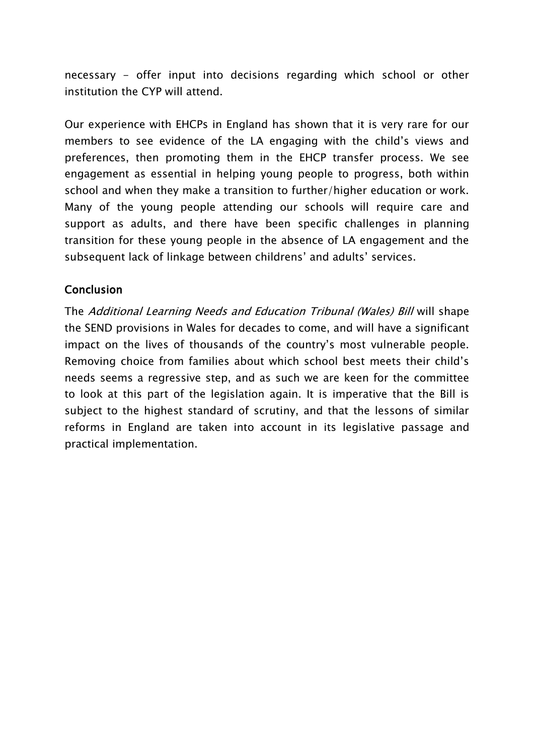necessary - offer input into decisions regarding which school or other institution the CYP will attend.

Our experience with EHCPs in England has shown that it is very rare for our members to see evidence of the LA engaging with the child's views and preferences, then promoting them in the EHCP transfer process. We see engagement as essential in helping young people to progress, both within school and when they make a transition to further/higher education or work. Many of the young people attending our schools will require care and support as adults, and there have been specific challenges in planning transition for these young people in the absence of LA engagement and the subsequent lack of linkage between childrens' and adults' services.

## Conclusion

The *Additional Learning Needs and Education Tribunal (Wales) Bill* will shape the SEND provisions in Wales for decades to come, and will have a significant impact on the lives of thousands of the country's most vulnerable people. Removing choice from families about which school best meets their child's needs seems a regressive step, and as such we are keen for the committee to look at this part of the legislation again. It is imperative that the Bill is subject to the highest standard of scrutiny, and that the lessons of similar reforms in England are taken into account in its legislative passage and practical implementation.